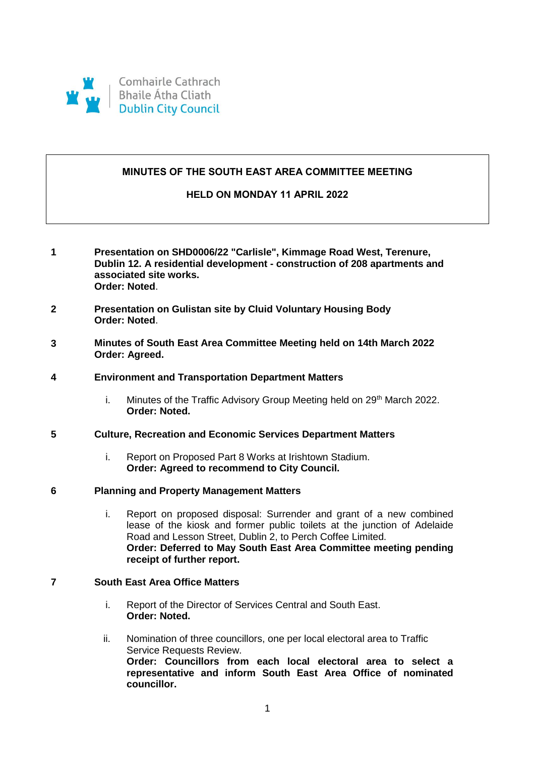Comhairle Cathrach
Bhaile Átha Cliath
Dublin City Council

# MINUTES OF THE SOUTH EAST AREA COMMITTEE MEETING

## HELD ON MONDAY 11 APRIL 2022

**1 Presentation on SHD0006/22 "Carlisle", Kimmage Road West, Terenure, Dublin 12. A residential development - construction of 208 apartments and associated site works.**
**Order: Noted**.

**2 Presentation on Gulistan site by Cluid Voluntary Housing Body**
**Order: Noted**.

**3 Minutes of South East Area Committee Meeting held on 14th March 2022**
**Order: Agreed.**

**4 Environment and Transportation Department Matters**

i. Minutes of the Traffic Advisory Group Meeting held on 29th March 2022.
**Order: Noted.**

**5 Culture, Recreation and Economic Services Department Matters**

i. Report on Proposed Part 8 Works at Irishtown Stadium.
**Order: Agreed to recommend to City Council.**

**6 Planning and Property Management Matters**

i. Report on proposed disposal: Surrender and grant of a new combined lease of the kiosk and former public toilets at the junction of Adelaide Road and Lesson Street, Dublin 2, to Perch Coffee Limited.
**Order: Deferred to May South East Area Committee meeting pending receipt of further report.**

**7 South East Area Office Matters**

i. Report of the Director of Services Central and South East.
**Order: Noted.**

ii. Nomination of three councillors, one per local electoral area to Traffic Service Requests Review.
**Order: Councillors from each local electoral area to select a representative and inform South East Area Office of nominated councillor.**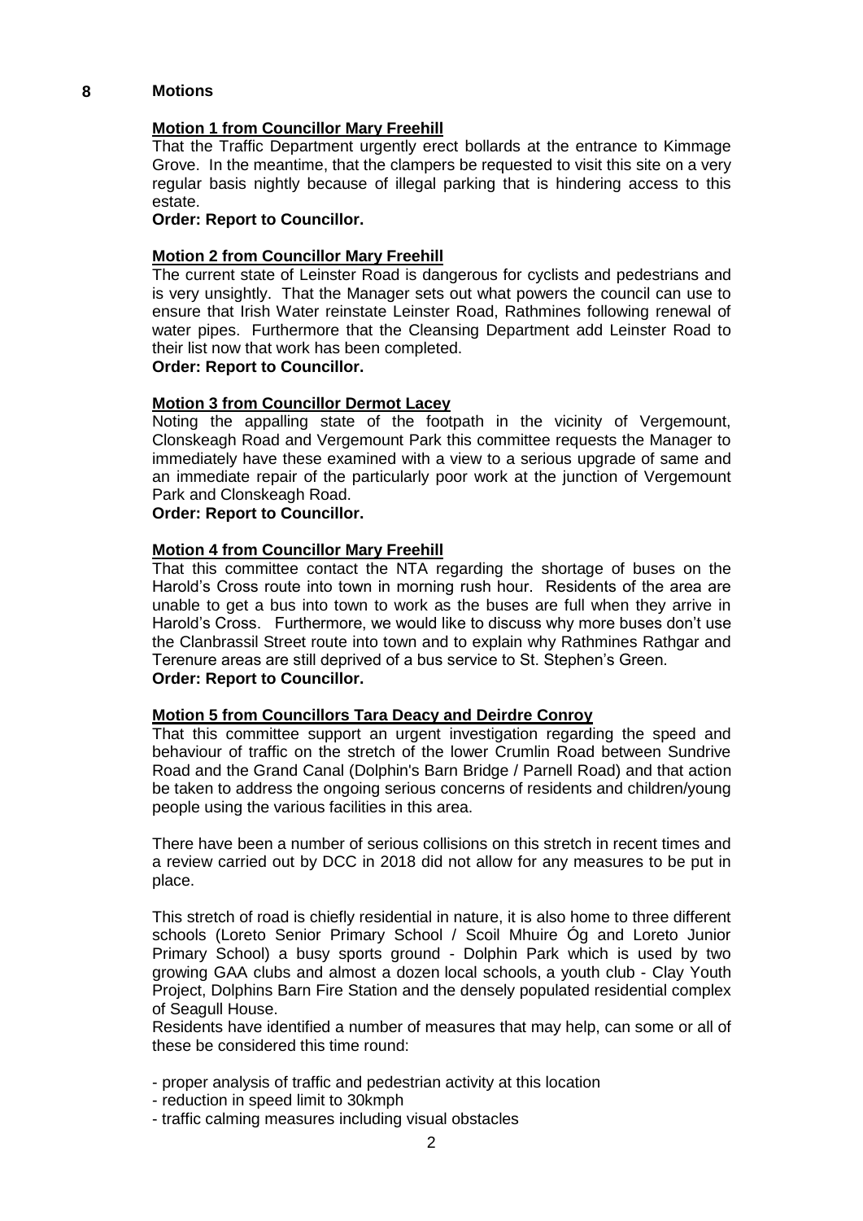## 8 Motions

**Motion 1 from Councillor Mary Freehill**

That the Traffic Department urgently erect bollards at the entrance to Kimmage Grove. In the meantime, that the clampers be requested to visit this site on a very regular basis nightly because of illegal parking that is hindering access to this estate.

**Order: Report to Councillor.**

**Motion 2 from Councillor Mary Freehill**

The current state of Leinster Road is dangerous for cyclists and pedestrians and is very unsightly. That the Manager sets out what powers the council can use to ensure that Irish Water reinstate Leinster Road, Rathmines following renewal of water pipes. Furthermore that the Cleansing Department add Leinster Road to their list now that work has been completed.

**Order: Report to Councillor.**

**Motion 3 from Councillor Dermot Lacey**

Noting the appalling state of the footpath in the vicinity of Vergemount, Clonskeagh Road and Vergemount Park this committee requests the Manager to immediately have these examined with a view to a serious upgrade of same and an immediate repair of the particularly poor work at the junction of Vergemount Park and Clonskeagh Road.

**Order: Report to Councillor.**

**Motion 4 from Councillor Mary Freehill**

That this committee contact the NTA regarding the shortage of buses on the Harold's Cross route into town in morning rush hour. Residents of the area are unable to get a bus into town to work as the buses are full when they arrive in Harold's Cross. Furthermore, we would like to discuss why more buses don't use the Clanbrassil Street route into town and to explain why Rathmines Rathgar and Terenure areas are still deprived of a bus service to St. Stephen's Green.

**Order: Report to Councillor.**

**Motion 5 from Councillors Tara Deacy and Deirdre Conroy**

That this committee support an urgent investigation regarding the speed and behaviour of traffic on the stretch of the lower Crumlin Road between Sundrive Road and the Grand Canal (Dolphin's Barn Bridge / Parnell Road) and that action be taken to address the ongoing serious concerns of residents and children/young people using the various facilities in this area.

There have been a number of serious collisions on this stretch in recent times and a review carried out by DCC in 2018 did not allow for any measures to be put in place.

This stretch of road is chiefly residential in nature, it is also home to three different schools (Loreto Senior Primary School / Scoil Mhuire Óg and Loreto Junior Primary School) a busy sports ground - Dolphin Park which is used by two growing GAA clubs and almost a dozen local schools, a youth club - Clay Youth Project, Dolphins Barn Fire Station and the densely populated residential complex of Seagull House.

Residents have identified a number of measures that may help, can some or all of these be considered this time round:

- proper analysis of traffic and pedestrian activity at this location
- reduction in speed limit to 30kmph
- traffic calming measures including visual obstacles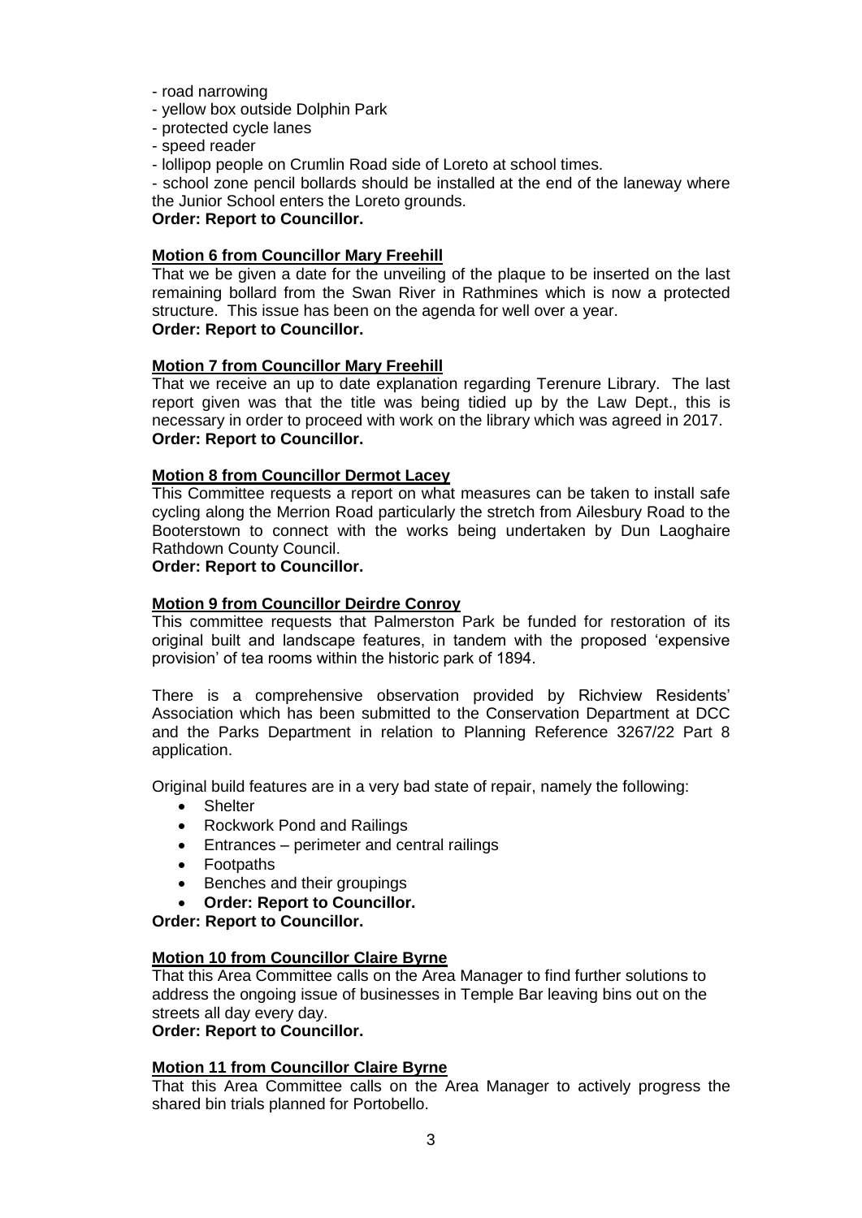- road narrowing
- yellow box outside Dolphin Park
- protected cycle lanes
- speed reader
- lollipop people on Crumlin Road side of Loreto at school times.
- school zone pencil bollards should be installed at the end of the laneway where the Junior School enters the Loreto grounds.

**Order: Report to Councillor.**

**Motion 6 from Councillor Mary Freehill**

That we be given a date for the unveiling of the plaque to be inserted on the last remaining bollard from the Swan River in Rathmines which is now a protected structure. This issue has been on the agenda for well over a year.

**Order: Report to Councillor.**

**Motion 7 from Councillor Mary Freehill**

That we receive an up to date explanation regarding Terenure Library. The last report given was that the title was being tidied up by the Law Dept., this is necessary in order to proceed with work on the library which was agreed in 2017.

**Order: Report to Councillor.**

**Motion 8 from Councillor Dermot Lacey**

This Committee requests a report on what measures can be taken to install safe cycling along the Merrion Road particularly the stretch from Ailesbury Road to the Booterstown to connect with the works being undertaken by Dun Laoghaire Rathdown County Council.

**Order: Report to Councillor.**

**Motion 9 from Councillor Deirdre Conroy**

This committee requests that Palmerston Park be funded for restoration of its original built and landscape features, in tandem with the proposed 'expensive provision' of tea rooms within the historic park of 1894.

There is a comprehensive observation provided by Richview Residents' Association which has been submitted to the Conservation Department at DCC and the Parks Department in relation to Planning Reference 3267/22 Part 8 application.

Original build features are in a very bad state of repair, namely the following:

- Shelter
- Rockwork Pond and Railings
- Entrances – perimeter and central railings
- Footpaths
- Benches and their groupings
- **Order: Report to Councillor.**

**Order: Report to Councillor.**

**Motion 10 from Councillor Claire Byrne**

That this Area Committee calls on the Area Manager to find further solutions to address the ongoing issue of businesses in Temple Bar leaving bins out on the streets all day every day.

**Order: Report to Councillor.**

**Motion 11 from Councillor Claire Byrne**

That this Area Committee calls on the Area Manager to actively progress the shared bin trials planned for Portobello.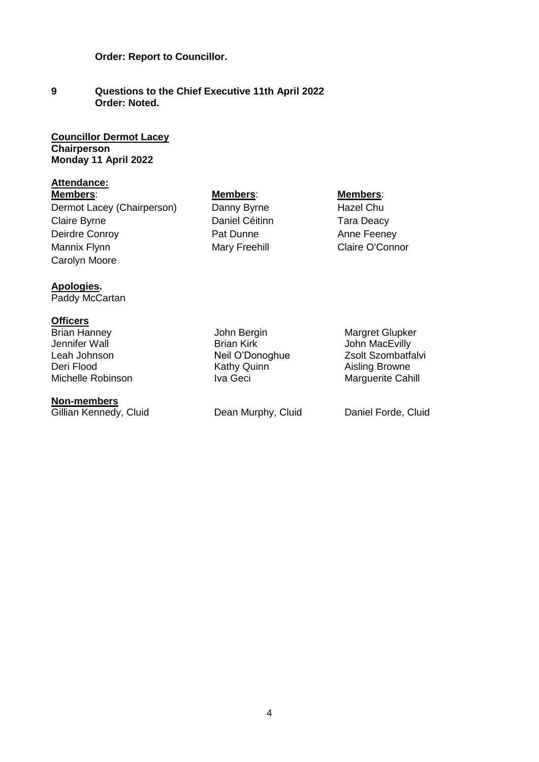**Order: Report to Councillor.**

**9 Questions to the Chief Executive 11th April 2022**
**Order: Noted.**

**Councillor Dermot Lacey**
**Chairperson**
**Monday 11 April 2022**

**Attendance:**

| **Members**: | **Members**: | **Members**: |
| --- | --- | --- |
| Dermot Lacey (Chairperson) | Danny Byrne | Hazel Chu |
| Claire Byrne | Daniel Céitinn | Tara Deacy |
| Deirdre Conroy | Pat Dunne | Anne Feeney |
| Mannix Flynn | Mary Freehill | Claire O'Connor |
| Carolyn Moore | | |

**Apologies.**
Paddy McCartan

**Officers**

| | | |
| --- | --- | --- |
| Brian Hanney | John Bergin | Margret Glupker |
| Jennifer Wall | Brian Kirk | John MacEvilly |
| Leah Johnson | Neil O'Donoghue | Zsolt Szombatfalvi |
| Deri Flood | Kathy Quinn | Aisling Browne |
| Michelle Robinson | Iva Geci | Marguerite Cahill |

**Non-members**

| | | |
| --- | --- | --- |
| Gillian Kennedy, Cluid | Dean Murphy, Cluid | Daniel Forde, Cluid |